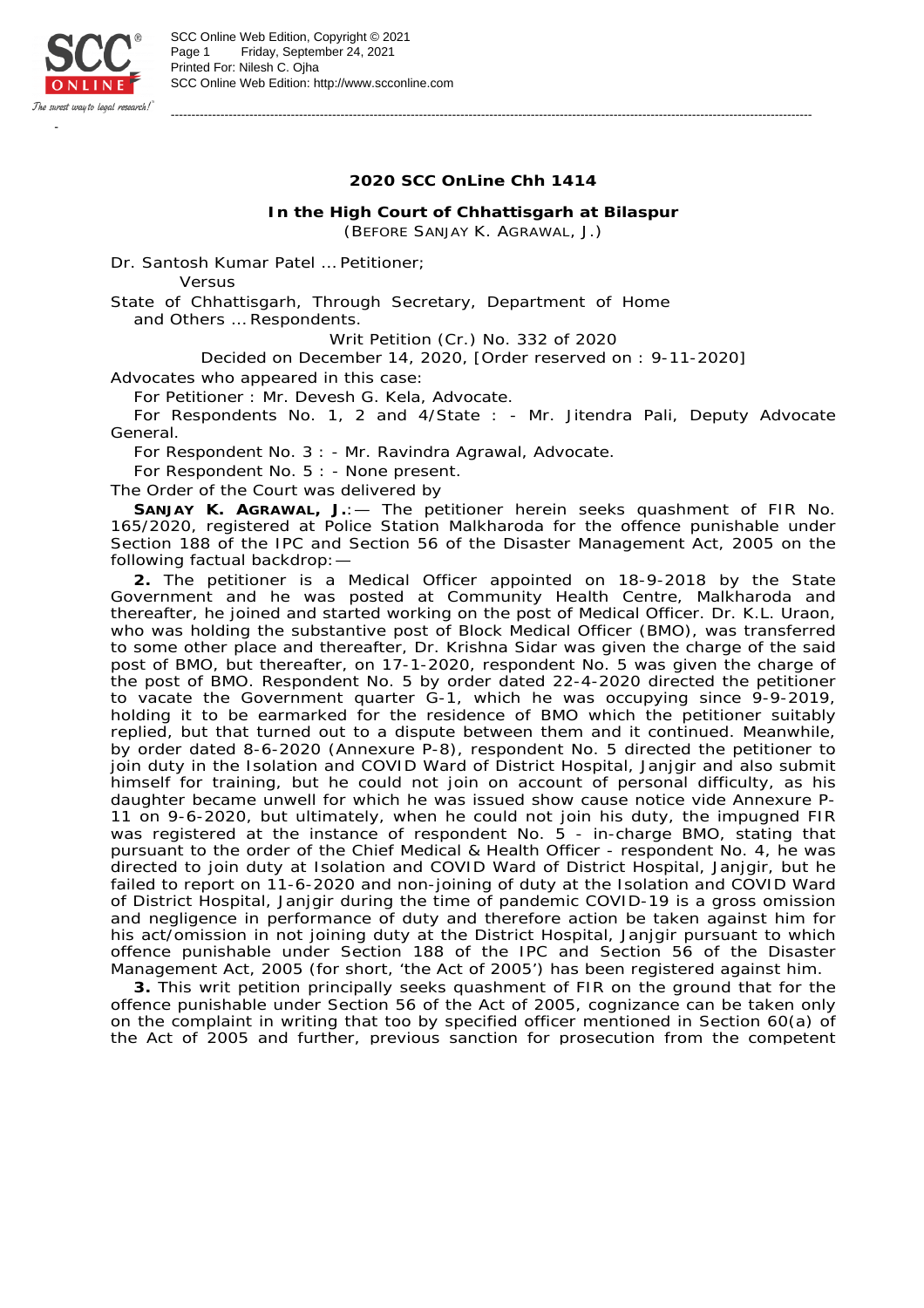**2020 SCC OnLine Chh 1414**

**In the High Court of Chhattisgarh at Bilaspur**

(BEFORE SANJAY K. AGRAWAL, J.)

Dr. Santosh Kumar Patel … Petitioner;

Versus

State of Chhattisgarh, Through Secretary, Department of Home and Others … Respondents.

Writ Petition (Cr.) No. 332 of 2020

Decided on December 14, 2020, [Order reserved on : 9-11-2020]

Advocates who appeared in this case:

For Petitioner : Mr. Devesh G. Kela, Advocate.

For Respondents No. 1, 2 and 4/State : - Mr. Jitendra Pali, Deputy Advocate General.

For Respondent No. 3 : - Mr. Ravindra Agrawal, Advocate.

For Respondent No. 5 : - None present.

The Order of the Court was delivered by

**SANJAY K. AGRAWAL, J.**:— The petitioner herein seeks quashment of FIR No. 165/2020, registered at Police Station Malkharoda for the offence punishable under Section 188 of the IPC and Section 56 of the Disaster Management Act, 2005 on the following factual backdrop:—

**2.** The petitioner is a Medical Officer appointed on 18-9-2018 by the State Government and he was posted at Community Health Centre, Malkharoda and thereafter, he joined and started working on the post of Medical Officer. Dr. K.L. Uraon, who was holding the substantive post of Block Medical Officer (BMO), was transferred to some other place and thereafter, Dr. Krishna Sidar was given the charge of the said post of BMO, but thereafter, on 17-1-2020, respondent No. 5 was given the charge of the post of BMO. Respondent No. 5 by order dated 22-4-2020 directed the petitioner to vacate the Government quarter G-1, which he was occupying since 9-9-2019, holding it to be earmarked for the residence of BMO which the petitioner suitably replied, but that turned out to a dispute between them and it continued. Meanwhile, by order dated 8-6-2020 (Annexure P-8), respondent No. 5 directed the petitioner to join duty in the Isolation and COVID Ward of District Hospital, Janjgir and also submit himself for training, but he could not join on account of personal difficulty, as his daughter became unwell for which he was issued show cause notice vide Annexure P-11 on 9-6-2020, but ultimately, when he could not join his duty, the impugned FIR was registered at the instance of respondent No. 5 - in-charge BMO, stating that pursuant to the order of the Chief Medical & Health Officer - respondent No. 4, he was directed to join duty at Isolation and COVID Ward of District Hospital, Janjgir, but he failed to report on 11-6-2020 and non-joining of duty at the Isolation and COVID Ward of District Hospital, Janjgir during the time of pandemic COVID-19 is a gross omission and negligence in performance of duty and therefore action be taken against him for his act/omission in not joining duty at the District Hospital, Janjgir pursuant to which offence punishable under Section 188 of the IPC and Section 56 of the Disaster Management Act, 2005 (for short, 'the Act of 2005') has been registered against him.

**3.** This writ petition principally seeks quashment of FIR on the ground that for the offence punishable under Section 56 of the Act of 2005, cognizance can be taken only on the complaint in writing that too by specified officer mentioned in Section 60(a) of the Act of 2005 and further, previous sanction for prosecution from the competent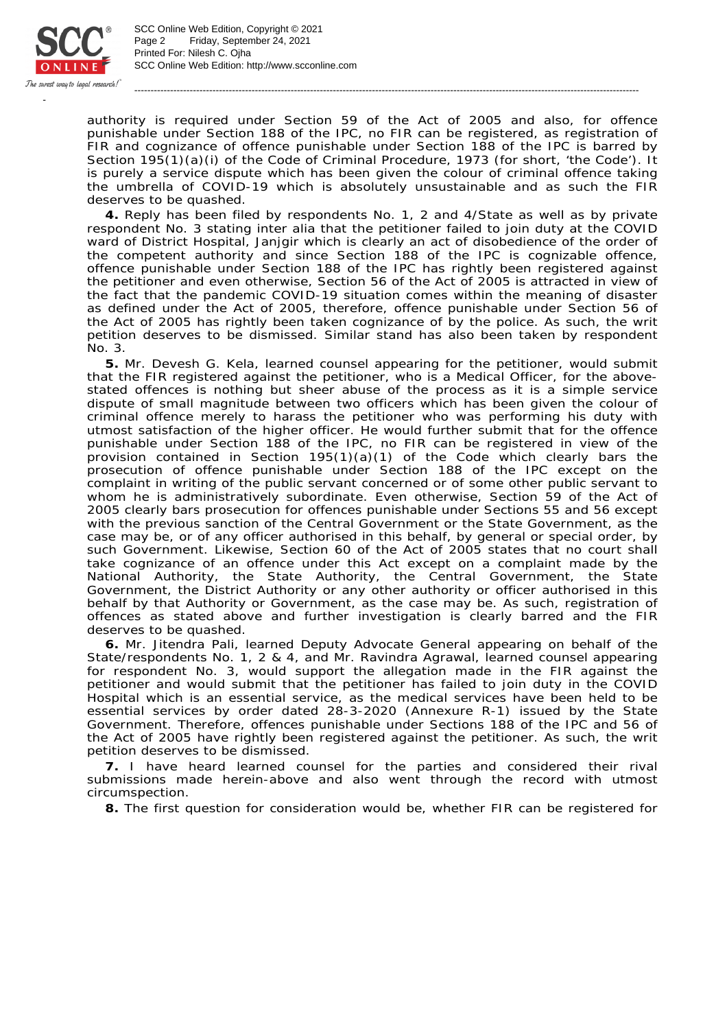authority is required under Section 59 of the Act of 2005 and also, for offence punishable under Section 188 of the IPC, no FIR can be registered, as registration of FIR and cognizance of offence punishable under Section 188 of the IPC is barred by Section 195(1)(a)(i) of the Code of Criminal Procedure, 1973 (for short, 'the Code'). It is purely a service dispute which has been given the colour of criminal offence taking the umbrella of COVID-19 which is absolutely unsustainable and as such the FIR deserves to be quashed.

**4.** Reply has been filed by respondents No. 1, 2 and 4/State as well as by private respondent No. 3 stating inter alia that the petitioner failed to join duty at the COVID ward of District Hospital, Janjgir which is clearly an act of disobedience of the order of the competent authority and since Section 188 of the IPC is cognizable offence, offence punishable under Section 188 of the IPC has rightly been registered against the petitioner and even otherwise, Section 56 of the Act of 2005 is attracted in view of the fact that the pandemic COVID-19 situation comes within the meaning of disaster as defined under the Act of 2005, therefore, offence punishable under Section 56 of the Act of 2005 has rightly been taken cognizance of by the police. As such, the writ petition deserves to be dismissed. Similar stand has also been taken by respondent No. 3.

**5.** Mr. Devesh G. Kela, learned counsel appearing for the petitioner, would submit that the FIR registered against the petitioner, who is a Medical Officer, for the above-stated offences is nothing but sheer abuse of the process as it is a simple service dispute of small magnitude between two officers which has been given the colour of criminal offence merely to harass the petitioner who was performing his duty with utmost satisfaction of the higher officer. He would further submit that for the offence punishable under Section 188 of the IPC, no FIR can be registered in view of the provision contained in Section 195(1)(a)(1) of the Code which clearly bars the prosecution of offence punishable under Section 188 of the IPC except on the complaint in writing of the public servant concerned or of some other public servant to whom he is administratively subordinate. Even otherwise, Section 59 of the Act of 2005 clearly bars prosecution for offences punishable under Sections 55 and 56 except with the previous sanction of the Central Government or the State Government, as the case may be, or of any officer authorised in this behalf, by general or special order, by such Government. Likewise, Section 60 of the Act of 2005 states that no court shall take cognizance of an offence under this Act except on a complaint made by the National Authority, the State Authority, the Central Government, the State Government, the District Authority or any other authority or officer authorised in this behalf by that Authority or Government, as the case may be. As such, registration of offences as stated above and further investigation is clearly barred and the FIR deserves to be quashed.

**6.** Mr. Jitendra Pali, learned Deputy Advocate General appearing on behalf of the State/respondents No. 1, 2 & 4, and Mr. Ravindra Agrawal, learned counsel appearing for respondent No. 3, would support the allegation made in the FIR against the petitioner and would submit that the petitioner has failed to join duty in the COVID Hospital which is an essential service, as the medical services have been held to be essential services by order dated 28-3-2020 (Annexure R-1) issued by the State Government. Therefore, offences punishable under Sections 188 of the IPC and 56 of the Act of 2005 have rightly been registered against the petitioner. As such, the writ petition deserves to be dismissed.

**7.** I have heard learned counsel for the parties and considered their rival submissions made herein-above and also went through the record with utmost circumspection.

**8.** The first question for consideration would be, whether FIR can be registered for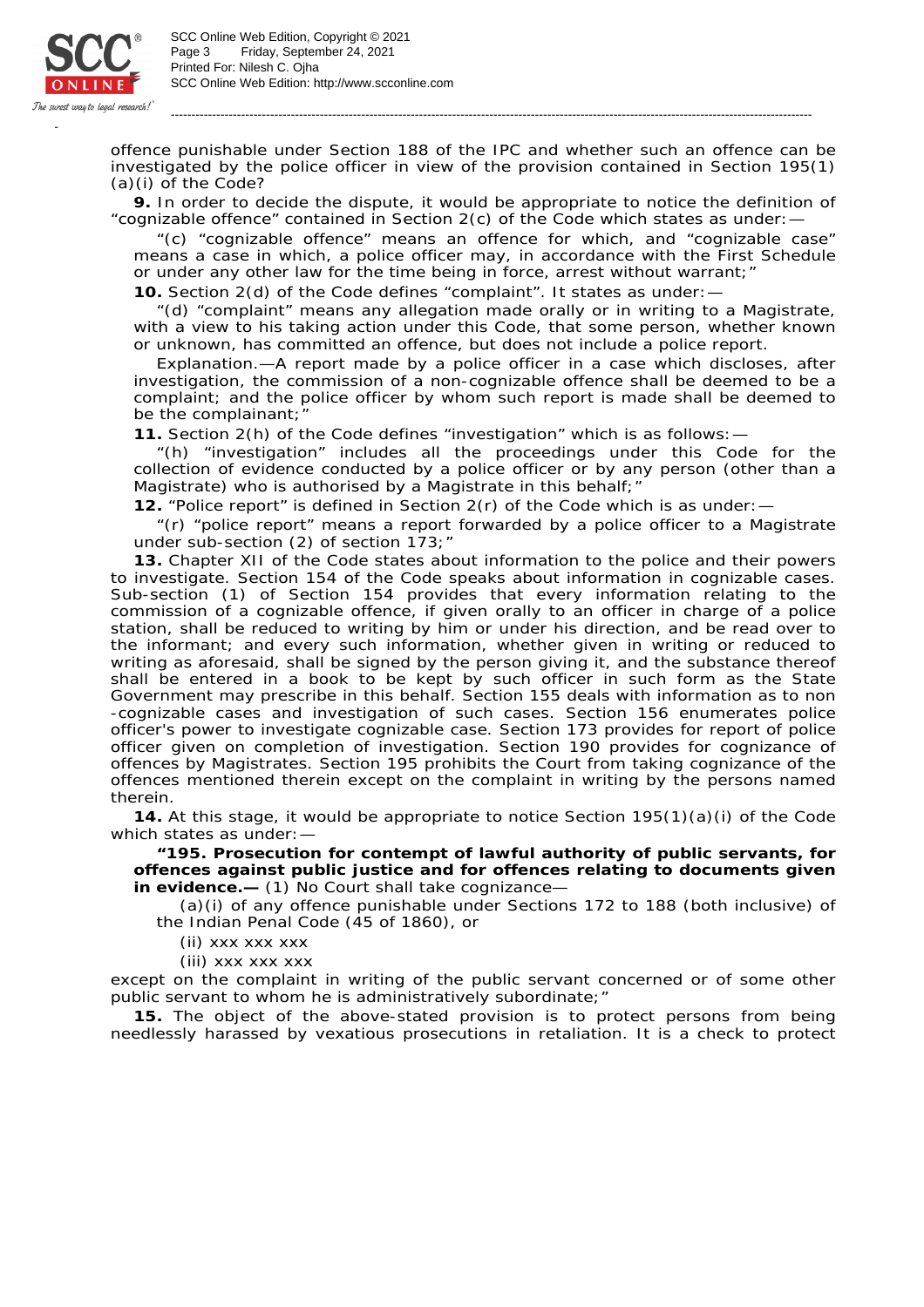offence punishable under Section 188 of the IPC and whether such an offence can be investigated by the police officer in view of the provision contained in Section 195(1)(a)(i) of the Code?

**9.** In order to decide the dispute, it would be appropriate to notice the definition of "cognizable offence" contained in Section 2(c) of the Code which states as under:—

> "(c) "cognizable offence" means an offence for which, and "cognizable case" means a case in which, a police officer may, in accordance with the First Schedule or under any other law for the time being in force, arrest without warrant;"

**10.** Section 2(d) of the Code defines "complaint". It states as under:—

> "(d) "complaint" means any allegation made orally or in writing to a Magistrate, with a view to his taking action under this Code, that some person, whether known or unknown, has committed an offence, but does not include a police report.
>
> Explanation.—A report made by a police officer in a case which discloses, after investigation, the commission of a non-cognizable offence shall be deemed to be a complaint; and the police officer by whom such report is made shall be deemed to be the complainant;"

**11.** Section 2(h) of the Code defines "investigation" which is as follows:—

> "(h) "investigation" includes all the proceedings under this Code for the collection of evidence conducted by a police officer or by any person (other than a Magistrate) who is authorised by a Magistrate in this behalf;"

**12.** "Police report" is defined in Section 2(r) of the Code which is as under:—

> "(r) "police report" means a report forwarded by a police officer to a Magistrate under sub-section (2) of section 173;"

**13.** Chapter XII of the Code states about information to the police and their powers to investigate. Section 154 of the Code speaks about information in cognizable cases. Sub-section (1) of Section 154 provides that every information relating to the commission of a cognizable offence, if given orally to an officer in charge of a police station, shall be reduced to writing by him or under his direction, and be read over to the informant; and every such information, whether given in writing or reduced to writing as aforesaid, shall be signed by the person giving it, and the substance thereof shall be entered in a book to be kept by such officer in such form as the State Government may prescribe in this behalf. Section 155 deals with information as to non-cognizable cases and investigation of such cases. Section 156 enumerates police officer's power to investigate cognizable case. Section 173 provides for report of police officer given on completion of investigation. Section 190 provides for cognizance of offences by Magistrates. Section 195 prohibits the Court from taking cognizance of the offences mentioned therein except on the complaint in writing by the persons named therein.

**14.** At this stage, it would be appropriate to notice Section 195(1)(a)(i) of the Code which states as under:—

> **"195. Prosecution for contempt of lawful authority of public servants, for offences against public justice and for offences relating to documents given in evidence.—** (1) No Court shall take cognizance—
>
> (a)(i) of any offence punishable under Sections 172 to 188 (both inclusive) of the Indian Penal Code (45 of 1860), or
>
> (ii) xxx xxx xxx
>
> (iii) xxx xxx xxx
>
> except on the complaint in writing of the public servant concerned or of some other public servant to whom he is administratively subordinate;"

**15.** The object of the above-stated provision is to protect persons from being needlessly harassed by vexatious prosecutions in retaliation. It is a check to protect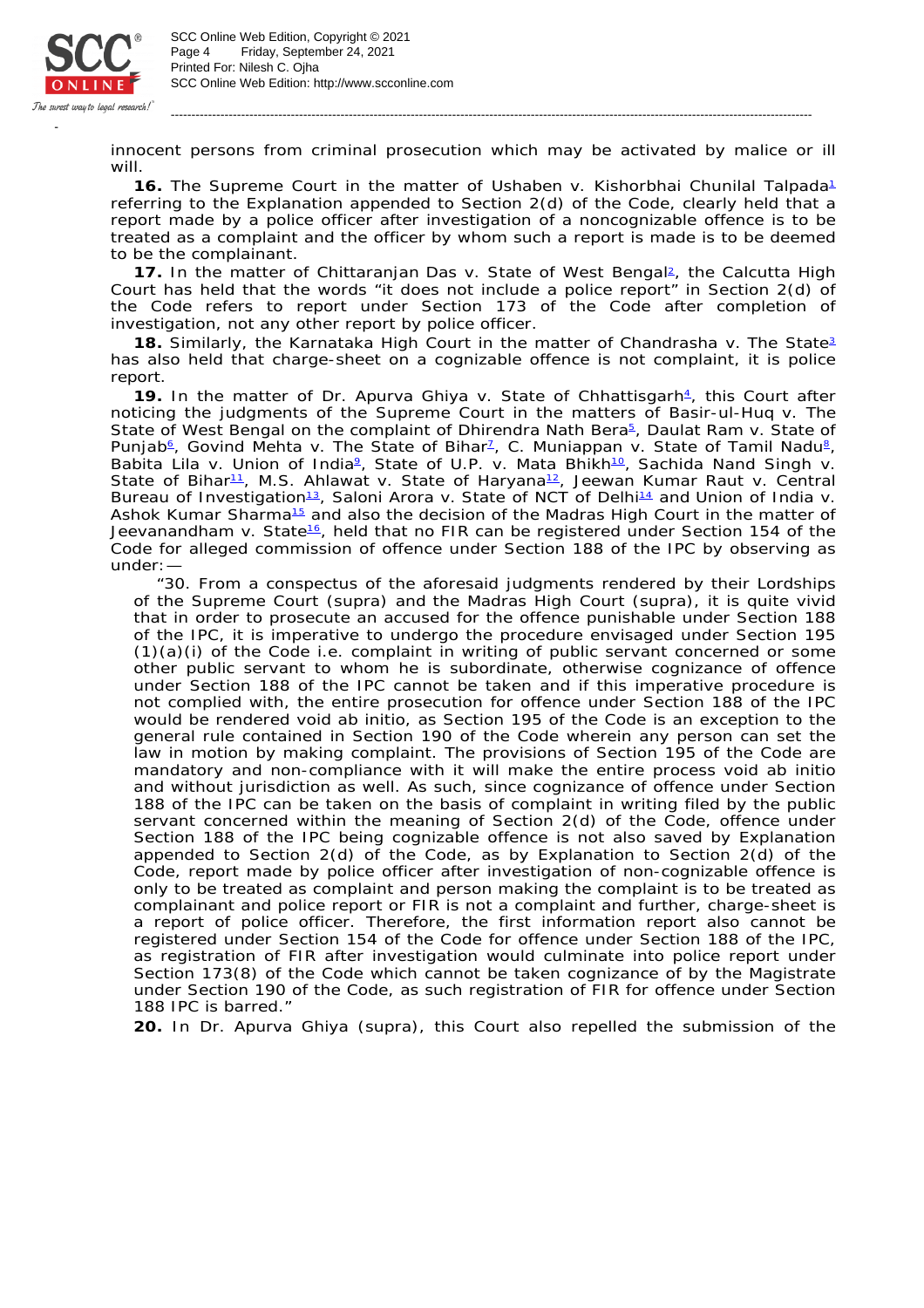innocent persons from criminal prosecution which may be activated by malice or ill will.

**16.** The Supreme Court in the matter of Ushaben v. Kishorbhai Chunilal Talpada[1] referring to the Explanation appended to Section 2(d) of the Code, clearly held that a report made by a police officer after investigation of a noncognizable offence is to be treated as a complaint and the officer by whom such a report is made is to be deemed to be the complainant.

**17.** In the matter of Chittaranjan Das v. State of West Bengal[2], the Calcutta High Court has held that the words "it does not include a police report" in Section 2(d) of the Code refers to report under Section 173 of the Code after completion of investigation, not any other report by police officer.

**18.** Similarly, the Karnataka High Court in the matter of Chandrasha v. The State[3] has also held that charge-sheet on a cognizable offence is not complaint, it is police report.

**19.** In the matter of Dr. Apurva Ghiya v. State of Chhattisgarh[4], this Court after noticing the judgments of the Supreme Court in the matters of Basir-ul-Huq v. The State of West Bengal on the complaint of Dhirendra Nath Bera[5], Daulat Ram v. State of Punjab[6], Govind Mehta v. The State of Bihar[7], C. Muniappan v. State of Tamil Nadu[8], Babita Lila v. Union of India[9], State of U.P. v. Mata Bhikh[10], Sachida Nand Singh v. State of Bihar[11], M.S. Ahlawat v. State of Haryana[12], Jeewan Kumar Raut v. Central Bureau of Investigation[13], Saloni Arora v. State of NCT of Delhi[14] and Union of India v. Ashok Kumar Sharma[15] and also the decision of the Madras High Court in the matter of Jeevanandham v. State[16], held that no FIR can be registered under Section 154 of the Code for alleged commission of offence under Section 188 of the IPC by observing as under:—

> "30. From a conspectus of the aforesaid judgments rendered by their Lordships of the Supreme Court (supra) and the Madras High Court (supra), it is quite vivid that in order to prosecute an accused for the offence punishable under Section 188 of the IPC, it is imperative to undergo the procedure envisaged under Section 195 (1)(a)(i) of the Code i.e. complaint in writing of public servant concerned or some other public servant to whom he is subordinate, otherwise cognizance of offence under Section 188 of the IPC cannot be taken and if this imperative procedure is not complied with, the entire prosecution for offence under Section 188 of the IPC would be rendered void ab initio, as Section 195 of the Code is an exception to the general rule contained in Section 190 of the Code wherein any person can set the law in motion by making complaint. The provisions of Section 195 of the Code are mandatory and non-compliance with it will make the entire process void ab initio and without jurisdiction as well. As such, since cognizance of offence under Section 188 of the IPC can be taken on the basis of complaint in writing filed by the public servant concerned within the meaning of Section 2(d) of the Code, offence under Section 188 of the IPC being cognizable offence is not also saved by Explanation appended to Section 2(d) of the Code, as by Explanation to Section 2(d) of the Code, report made by police officer after investigation of non-cognizable offence is only to be treated as complaint and person making the complaint is to be treated as complainant and police report or FIR is not a complaint and further, charge-sheet is a report of police officer. Therefore, the first information report also cannot be registered under Section 154 of the Code for offence under Section 188 of the IPC, as registration of FIR after investigation would culminate into police report under Section 173(8) of the Code which cannot be taken cognizance of by the Magistrate under Section 190 of the Code, as such registration of FIR for offence under Section 188 IPC is barred."

**20.** In Dr. Apurva Ghiya (supra), this Court also repelled the submission of the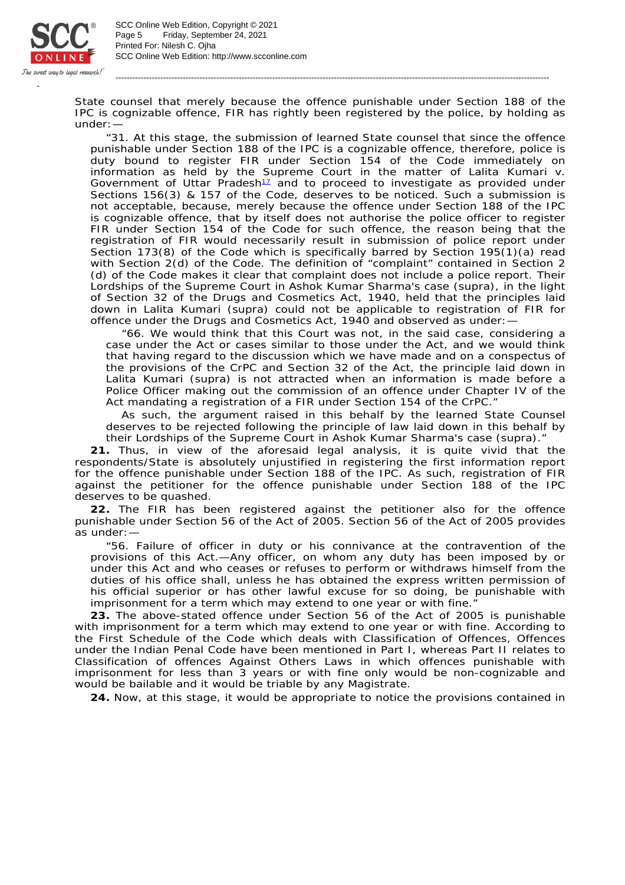State counsel that merely because the offence punishable under Section 188 of the IPC is cognizable offence, FIR has rightly been registered by the police, by holding as under:—

> "31. At this stage, the submission of learned State counsel that since the offence punishable under Section 188 of the IPC is a cognizable offence, therefore, police is duty bound to register FIR under Section 154 of the Code immediately on information as held by the Supreme Court in the matter of Lalita Kumari v. Government of Uttar Pradesh[17] and to proceed to investigate as provided under Sections 156(3) & 157 of the Code, deserves to be noticed. Such a submission is not acceptable, because, merely because the offence under Section 188 of the IPC is cognizable offence, that by itself does not authorise the police officer to register FIR under Section 154 of the Code for such offence, the reason being that the registration of FIR would necessarily result in submission of police report under Section 173(8) of the Code which is specifically barred by Section 195(1)(a) read with Section 2(d) of the Code. The definition of "complaint" contained in Section 2 (d) of the Code makes it clear that complaint does not include a police report. Their Lordships of the Supreme Court in Ashok Kumar Sharma's case (supra), in the light of Section 32 of the Drugs and Cosmetics Act, 1940, held that the principles laid down in Lalita Kumari (supra) could not be applicable to registration of FIR for offence under the Drugs and Cosmetics Act, 1940 and observed as under:—
>
> > "66. We would think that this Court was not, in the said case, considering a case under the Act or cases similar to those under the Act, and we would think that having regard to the discussion which we have made and on a conspectus of the provisions of the CrPC and Section 32 of the Act, the principle laid down in Lalita Kumari (supra) is not attracted when an information is made before a Police Officer making out the commission of an offence under Chapter IV of the Act mandating a registration of a FIR under Section 154 of the CrPC."
> >
> > As such, the argument raised in this behalf by the learned State Counsel deserves to be rejected following the principle of law laid down in this behalf by their Lordships of the Supreme Court in Ashok Kumar Sharma's case (supra)."

**21.** Thus, in view of the aforesaid legal analysis, it is quite vivid that the respondents/State is absolutely unjustified in registering the first information report for the offence punishable under Section 188 of the IPC. As such, registration of FIR against the petitioner for the offence punishable under Section 188 of the IPC deserves to be quashed.

**22.** The FIR has been registered against the petitioner also for the offence punishable under Section 56 of the Act of 2005. Section 56 of the Act of 2005 provides as under:—

> "56. Failure of officer in duty or his connivance at the contravention of the provisions of this Act.—Any officer, on whom any duty has been imposed by or under this Act and who ceases or refuses to perform or withdraws himself from the duties of his office shall, unless he has obtained the express written permission of his official superior or has other lawful excuse for so doing, be punishable with imprisonment for a term which may extend to one year or with fine."

**23.** The above-stated offence under Section 56 of the Act of 2005 is punishable with imprisonment for a term which may extend to one year or with fine. According to the First Schedule of the Code which deals with Classification of Offences, Offences under the Indian Penal Code have been mentioned in Part I, whereas Part II relates to Classification of offences Against Others Laws in which offences punishable with imprisonment for less than 3 years or with fine only would be non-cognizable and would be bailable and it would be triable by any Magistrate.

**24.** Now, at this stage, it would be appropriate to notice the provisions contained in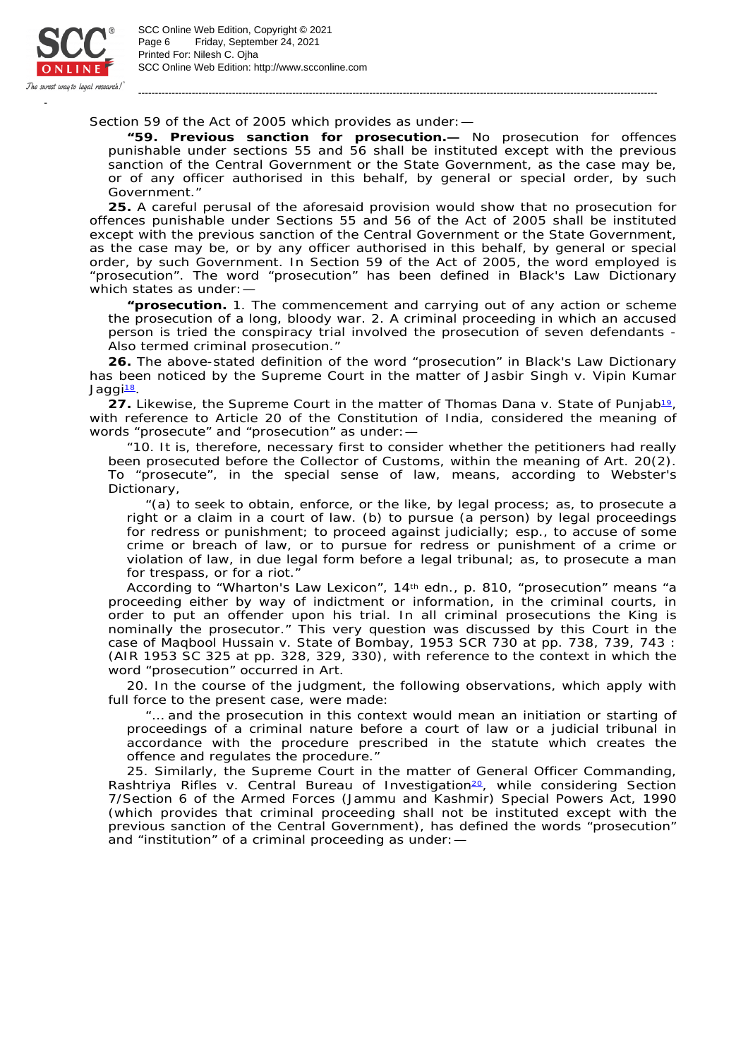Section 59 of the Act of 2005 which provides as under:—

> **"59. Previous sanction for prosecution.—** No prosecution for offences punishable under sections 55 and 56 shall be instituted except with the previous sanction of the Central Government or the State Government, as the case may be, or of any officer authorised in this behalf, by general or special order, by such Government."

**25.** A careful perusal of the aforesaid provision would show that no prosecution for offences punishable under Sections 55 and 56 of the Act of 2005 shall be instituted except with the previous sanction of the Central Government or the State Government, as the case may be, or by any officer authorised in this behalf, by general or special order, by such Government. In Section 59 of the Act of 2005, the word employed is "prosecution". The word "prosecution" has been defined in Black's Law Dictionary which states as under:—

> **"prosecution.** 1. The commencement and carrying out of any action or scheme the prosecution of a long, bloody war. 2. A criminal proceeding in which an accused person is tried the conspiracy trial involved the prosecution of seven defendants - Also termed criminal prosecution."

**26.** The above-stated definition of the word "prosecution" in Black's Law Dictionary has been noticed by the Supreme Court in the matter of Jasbir Singh v. Vipin Kumar Jaggi[18].

**27.** Likewise, the Supreme Court in the matter of Thomas Dana v. State of Punjab[19], with reference to Article 20 of the Constitution of India, considered the meaning of words "prosecute" and "prosecution" as under:—

> "10. It is, therefore, necessary first to consider whether the petitioners had really been prosecuted before the Collector of Customs, within the meaning of Art. 20(2). To "prosecute", in the special sense of law, means, according to Webster's Dictionary,
>
> > "(a) to seek to obtain, enforce, or the like, by legal process; as, to prosecute a right or a claim in a court of law. (b) to pursue (a person) by legal proceedings for redress or punishment; to proceed against judicially; esp., to accuse of some crime or breach of law, or to pursue for redress or punishment of a crime or violation of law, in due legal form before a legal tribunal; as, to prosecute a man for trespass, or for a riot."
>
> According to "Wharton's Law Lexicon", 14th edn., p. 810, "prosecution" means "a proceeding either by way of indictment or information, in the criminal courts, in order to put an offender upon his trial. In all criminal prosecutions the King is nominally the prosecutor." This very question was discussed by this Court in the case of Maqbool Hussain v. State of Bombay, 1953 SCR 730 at pp. 738, 739, 743 : (AIR 1953 SC 325 at pp. 328, 329, 330), with reference to the context in which the word "prosecution" occurred in Art.
>
> 20. In the course of the judgment, the following observations, which apply with full force to the present case, were made:
>
> > "… and the prosecution in this context would mean an initiation or starting of proceedings of a criminal nature before a court of law or a judicial tribunal in accordance with the procedure prescribed in the statute which creates the offence and regulates the procedure."
>
> 25. Similarly, the Supreme Court in the matter of General Officer Commanding, Rashtriya Rifles v. Central Bureau of Investigation[20], while considering Section 7/Section 6 of the Armed Forces (Jammu and Kashmir) Special Powers Act, 1990 (which provides that criminal proceeding shall not be instituted except with the previous sanction of the Central Government), has defined the words "prosecution" and "institution" of a criminal proceeding as under:—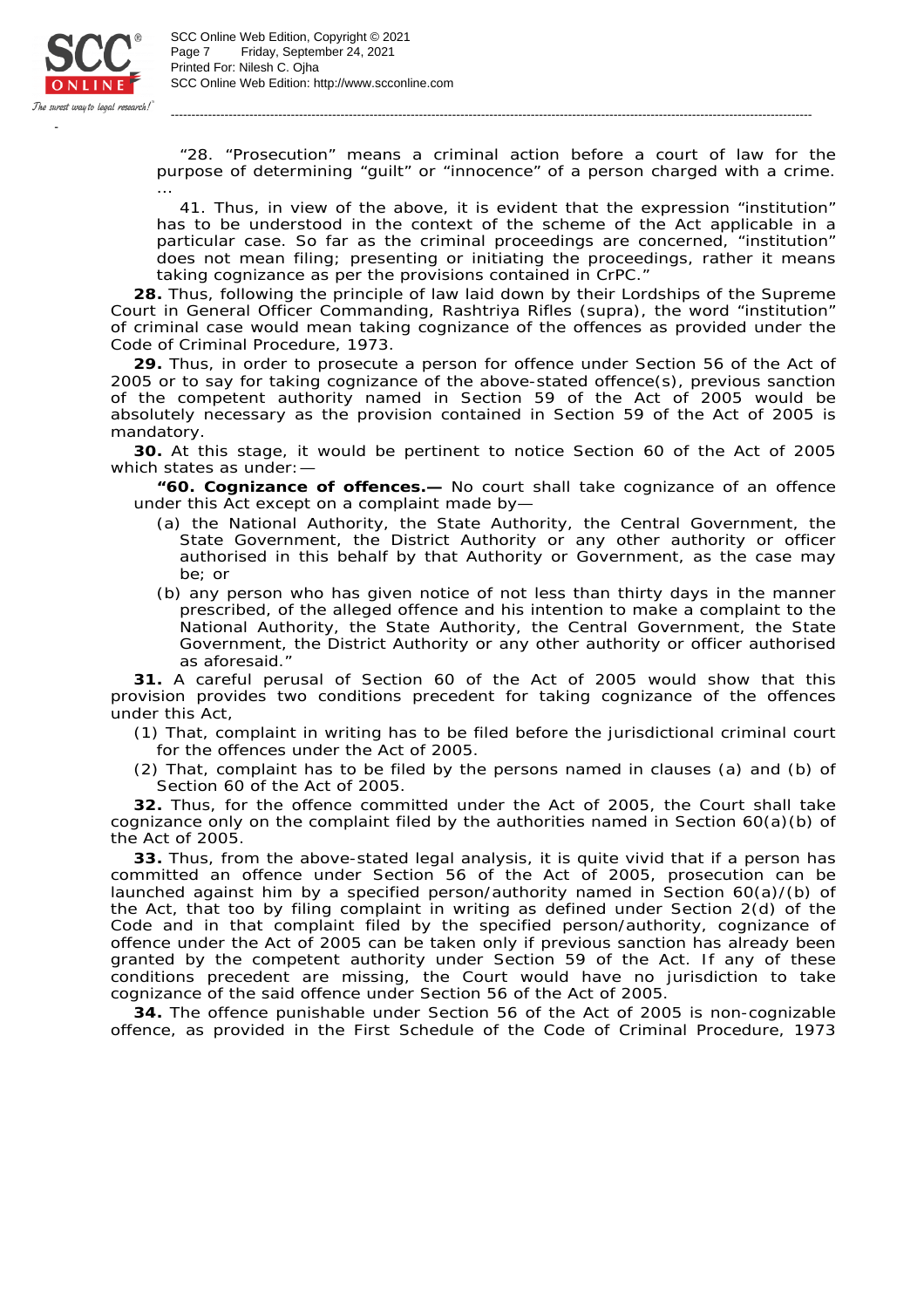> "28. "Prosecution" means a criminal action before a court of law for the purpose of determining "guilt" or "innocence" of a person charged with a crime.
> …
>
> 41. Thus, in view of the above, it is evident that the expression "institution" has to be understood in the context of the scheme of the Act applicable in a particular case. So far as the criminal proceedings are concerned, "institution" does not mean filing; presenting or initiating the proceedings, rather it means taking cognizance as per the provisions contained in CrPC."

**28.** Thus, following the principle of law laid down by their Lordships of the Supreme Court in General Officer Commanding, Rashtriya Rifles (supra), the word "institution" of criminal case would mean taking cognizance of the offences as provided under the Code of Criminal Procedure, 1973.

**29.** Thus, in order to prosecute a person for offence under Section 56 of the Act of 2005 or to say for taking cognizance of the above-stated offence(s), previous sanction of the competent authority named in Section 59 of the Act of 2005 would be absolutely necessary as the provision contained in Section 59 of the Act of 2005 is mandatory.

**30.** At this stage, it would be pertinent to notice Section 60 of the Act of 2005 which states as under:—

> **"60. Cognizance of offences.—** No court shall take cognizance of an offence under this Act except on a complaint made by—
>
> (a) the National Authority, the State Authority, the Central Government, the State Government, the District Authority or any other authority or officer authorised in this behalf by that Authority or Government, as the case may be; or
>
> (b) any person who has given notice of not less than thirty days in the manner prescribed, of the alleged offence and his intention to make a complaint to the National Authority, the State Authority, the Central Government, the State Government, the District Authority or any other authority or officer authorised as aforesaid."

**31.** A careful perusal of Section 60 of the Act of 2005 would show that this provision provides two conditions precedent for taking cognizance of the offences under this Act,

(1) That, complaint in writing has to be filed before the jurisdictional criminal court for the offences under the Act of 2005.

(2) That, complaint has to be filed by the persons named in clauses (a) and (b) of Section 60 of the Act of 2005.

**32.** Thus, for the offence committed under the Act of 2005, the Court shall take cognizance only on the complaint filed by the authorities named in Section 60(a)(b) of the Act of 2005.

**33.** Thus, from the above-stated legal analysis, it is quite vivid that if a person has committed an offence under Section 56 of the Act of 2005, prosecution can be launched against him by a specified person/authority named in Section 60(a)/(b) of the Act, that too by filing complaint in writing as defined under Section 2(d) of the Code and in that complaint filed by the specified person/authority, cognizance of offence under the Act of 2005 can be taken only if previous sanction has already been granted by the competent authority under Section 59 of the Act. If any of these conditions precedent are missing, the Court would have no jurisdiction to take cognizance of the said offence under Section 56 of the Act of 2005.

**34.** The offence punishable under Section 56 of the Act of 2005 is non-cognizable offence, as provided in the First Schedule of the Code of Criminal Procedure, 1973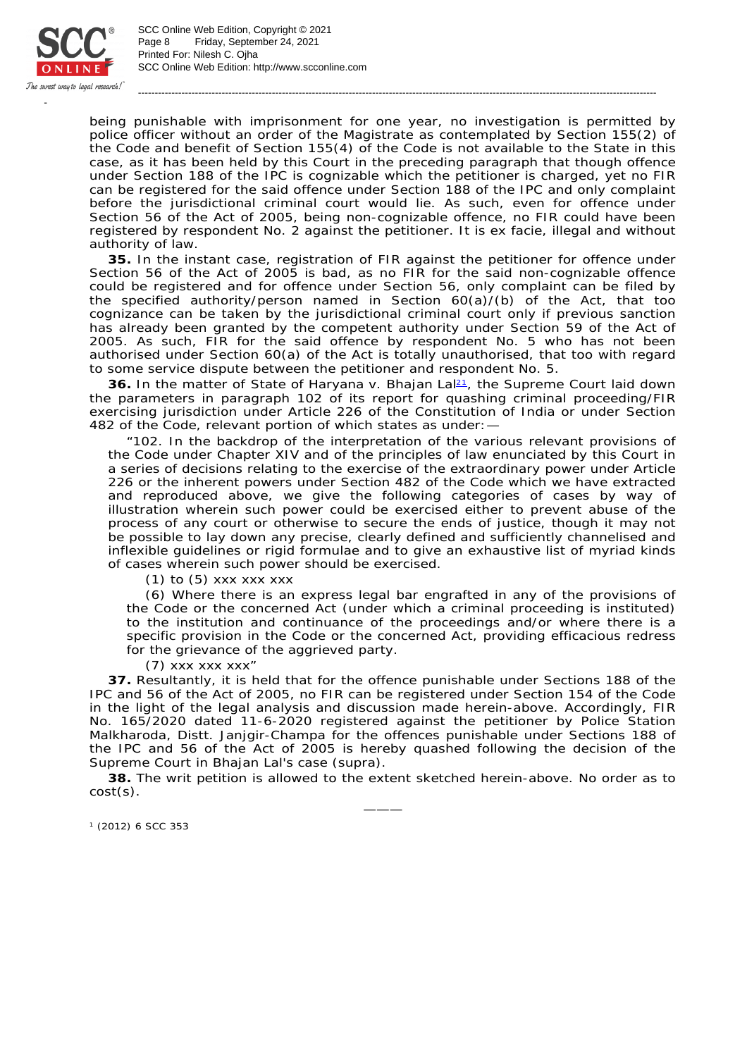being punishable with imprisonment for one year, no investigation is permitted by police officer without an order of the Magistrate as contemplated by Section 155(2) of the Code and benefit of Section 155(4) of the Code is not available to the State in this case, as it has been held by this Court in the preceding paragraph that though offence under Section 188 of the IPC is cognizable which the petitioner is charged, yet no FIR can be registered for the said offence under Section 188 of the IPC and only complaint before the jurisdictional criminal court would lie. As such, even for offence under Section 56 of the Act of 2005, being non-cognizable offence, no FIR could have been registered by respondent No. 2 against the petitioner. It is ex facie, illegal and without authority of law.

**35.** In the instant case, registration of FIR against the petitioner for offence under Section 56 of the Act of 2005 is bad, as no FIR for the said non-cognizable offence could be registered and for offence under Section 56, only complaint can be filed by the specified authority/person named in Section 60(a)/(b) of the Act, that too cognizance can be taken by the jurisdictional criminal court only if previous sanction has already been granted by the competent authority under Section 59 of the Act of 2005. As such, FIR for the said offence by respondent No. 5 who has not been authorised under Section 60(a) of the Act is totally unauthorised, that too with regard to some service dispute between the petitioner and respondent No. 5.

**36.** In the matter of *State of Haryana* v. *Bhajan Lal*[21], the Supreme Court laid down the parameters in paragraph 102 of its report for quashing criminal proceeding/FIR exercising jurisdiction under Article 226 of the Constitution of India or under Section 482 of the Code, relevant portion of which states as under:—

> "102. In the backdrop of the interpretation of the various relevant provisions of the Code under Chapter XIV and of the principles of law enunciated by this Court in a series of decisions relating to the exercise of the extraordinary power under Article 226 or the inherent powers under Section 482 of the Code which we have extracted and reproduced above, we give the following categories of cases by way of illustration wherein such power could be exercised either to prevent abuse of the process of any court or otherwise to secure the ends of justice, though it may not be possible to lay down any precise, clearly defined and sufficiently channelised and inflexible guidelines or rigid formulae and to give an exhaustive list of myriad kinds of cases wherein such power should be exercised.
>
> (1) to (5) xxx xxx xxx
>
> (6) Where there is an express legal bar engrafted in any of the provisions of the Code or the concerned Act (under which a criminal proceeding is instituted) to the institution and continuance of the proceedings and/or where there is a specific provision in the Code or the concerned Act, providing efficacious redress for the grievance of the aggrieved party.
>
> (7) xxx xxx xxx"

**37.** Resultantly, it is held that for the offence punishable under Sections 188 of the IPC and 56 of the Act of 2005, no FIR can be registered under Section 154 of the Code in the light of the legal analysis and discussion made herein-above. Accordingly, FIR No. 165/2020 dated 11-6-2020 registered against the petitioner by Police Station Malkharoda, Distt. Janjgir-Champa for the offences punishable under Sections 188 of the IPC and 56 of the Act of 2005 is hereby quashed following the decision of the Supreme Court in *Bhajan Lal's case* (supra).

**38.** The writ petition is allowed to the extent sketched herein-above. No order as to cost(s).

———

[1] (2012) 6 SCC 353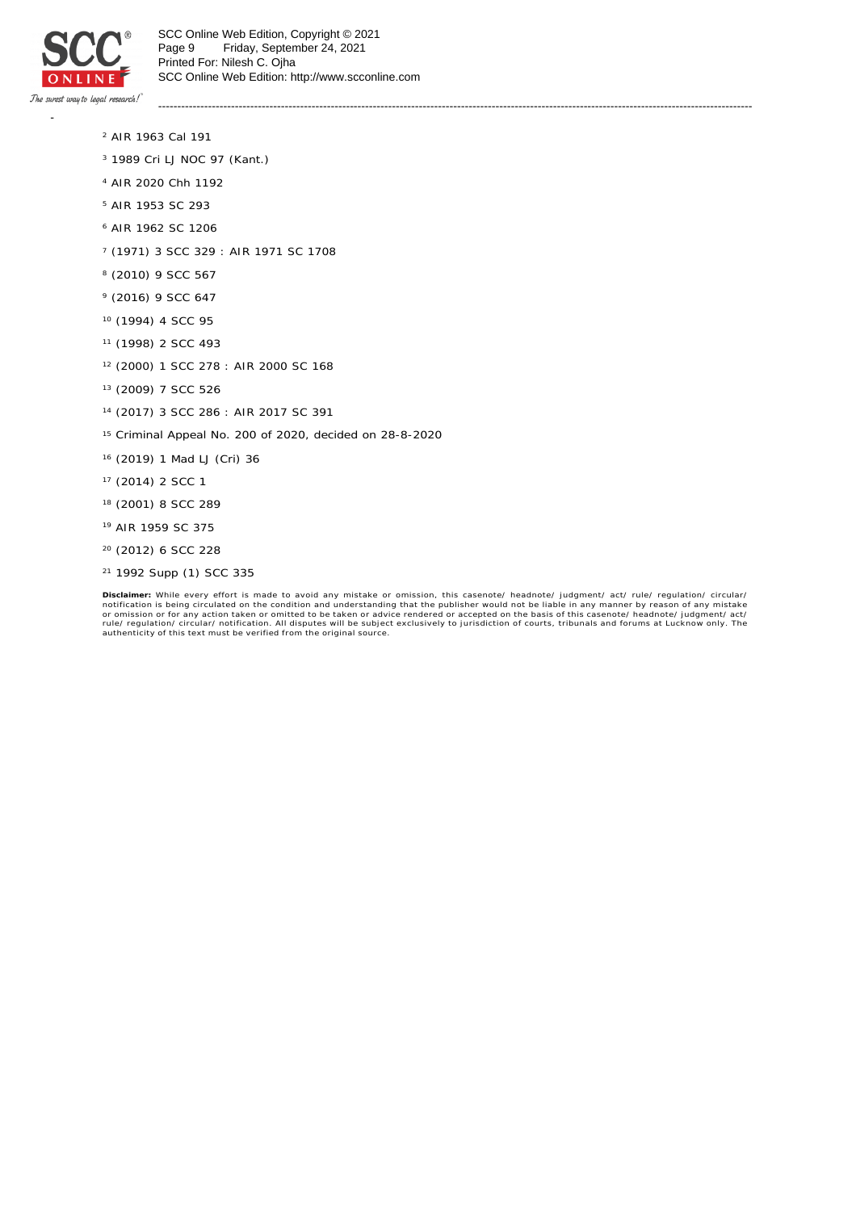[2] AIR 1963 Cal 191

[3] 1989 Cri LJ NOC 97 (Kant.)

[4] AIR 2020 Chh 1192

[5] AIR 1953 SC 293

[6] AIR 1962 SC 1206

[7] (1971) 3 SCC 329 : AIR 1971 SC 1708

[8] (2010) 9 SCC 567

[9] (2016) 9 SCC 647

[10] (1994) 4 SCC 95

[11] (1998) 2 SCC 493

[12] (2000) 1 SCC 278 : AIR 2000 SC 168

[13] (2009) 7 SCC 526

[14] (2017) 3 SCC 286 : AIR 2017 SC 391

[15] Criminal Appeal No. 200 of 2020, decided on 28-8-2020

[16] (2019) 1 Mad LJ (Cri) 36

[17] (2014) 2 SCC 1

[18] (2001) 8 SCC 289

[19] AIR 1959 SC 375

[20] (2012) 6 SCC 228

[21] 1992 Supp (1) SCC 335

**Disclaimer:** While every effort is made to avoid any mistake or omission, this casenote/ headnote/ judgment/ act/ rule/ regulation/ circular/ notification is being circulated on the condition and understanding that the publisher would not be liable in any manner by reason of any mistake or omission or for any action taken or omitted to be taken or advice rendered or accepted on the basis of this casenote/ headnote/ judgment/ act/ rule/ regulation/ circular/ notification. All disputes will be subject exclusively to jurisdiction of courts, tribunals and forums at Lucknow only. The authenticity of this text must be verified from the original source.